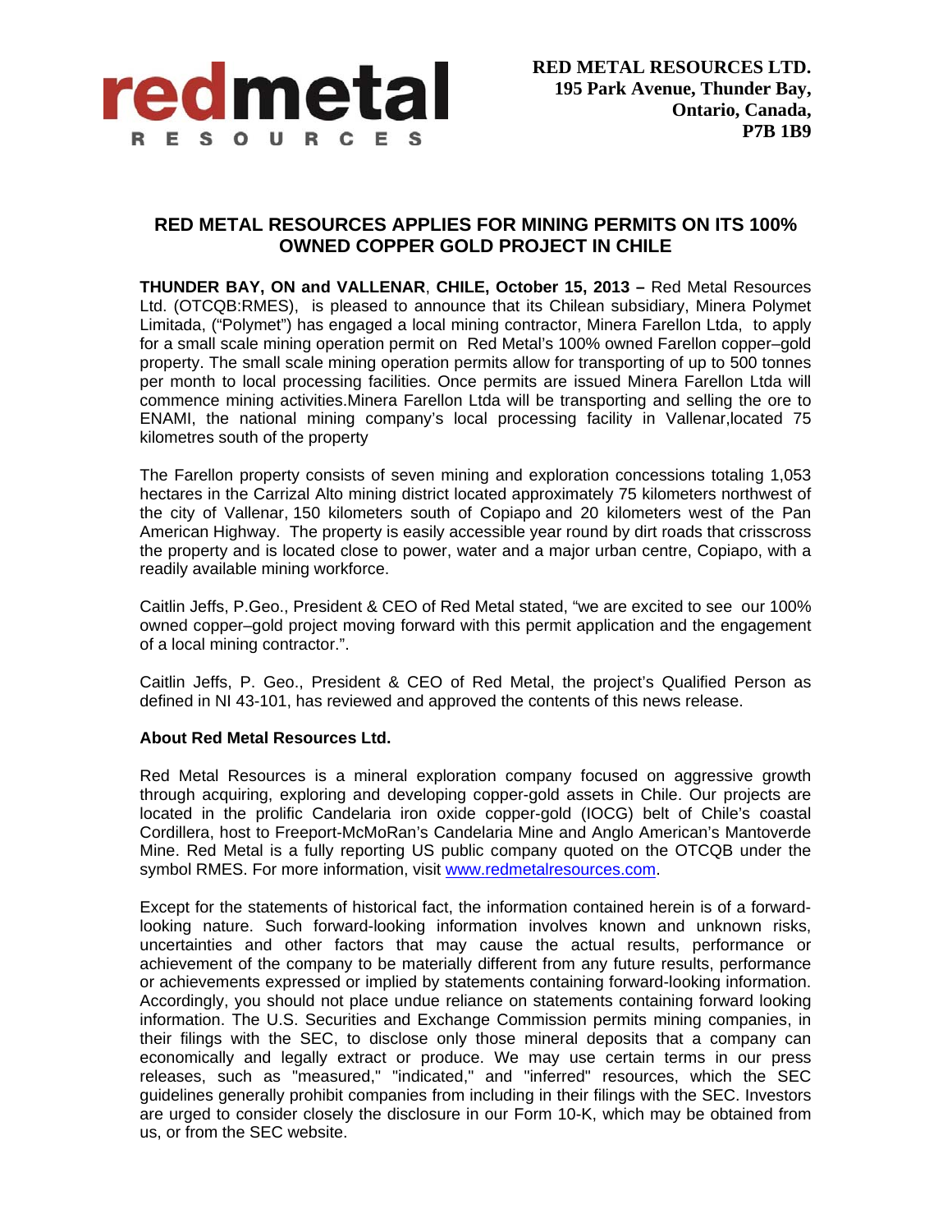**RED METAL RESOURCES LTD.**
**195 Park Avenue, Thunder Bay,**
**Ontario, Canada,**
**P7B 1B9**

# RED METAL RESOURCES APPLIES FOR MINING PERMITS ON ITS 100% OWNED COPPER GOLD PROJECT IN CHILE

**THUNDER BAY, ON and VALLENAR**, **CHILE, October 15, 2013 –** Red Metal Resources Ltd. (OTCQB:RMES), is pleased to announce that its Chilean subsidiary, Minera Polymet Limitada, ("Polymet") has engaged a local mining contractor, Minera Farellon Ltda, to apply for a small scale mining operation permit on Red Metal's 100% owned Farellon copper–gold property. The small scale mining operation permits allow for transporting of up to 500 tonnes per month to local processing facilities. Once permits are issued Minera Farellon Ltda will commence mining activities.Minera Farellon Ltda will be transporting and selling the ore to ENAMI, the national mining company's local processing facility in Vallenar,located 75 kilometres south of the property

The Farellon property consists of seven mining and exploration concessions totaling 1,053 hectares in the Carrizal Alto mining district located approximately 75 kilometers northwest of the city of Vallenar, 150 kilometers south of Copiapo and 20 kilometers west of the Pan American Highway. The property is easily accessible year round by dirt roads that crisscross the property and is located close to power, water and a major urban centre, Copiapo, with a readily available mining workforce.

Caitlin Jeffs, P.Geo., President & CEO of Red Metal stated, "we are excited to see our 100% owned copper–gold project moving forward with this permit application and the engagement of a local mining contractor.".

Caitlin Jeffs, P. Geo., President & CEO of Red Metal, the project's Qualified Person as defined in NI 43-101, has reviewed and approved the contents of this news release.

**About Red Metal Resources Ltd.**

Red Metal Resources is a mineral exploration company focused on aggressive growth through acquiring, exploring and developing copper-gold assets in Chile. Our projects are located in the prolific Candelaria iron oxide copper-gold (IOCG) belt of Chile's coastal Cordillera, host to Freeport-McMoRan's Candelaria Mine and Anglo American's Mantoverde Mine. Red Metal is a fully reporting US public company quoted on the OTCQB under the symbol RMES. For more information, visit www.redmetalresources.com.

Except for the statements of historical fact, the information contained herein is of a forward-looking nature. Such forward-looking information involves known and unknown risks, uncertainties and other factors that may cause the actual results, performance or achievement of the company to be materially different from any future results, performance or achievements expressed or implied by statements containing forward-looking information. Accordingly, you should not place undue reliance on statements containing forward looking information. The U.S. Securities and Exchange Commission permits mining companies, in their filings with the SEC, to disclose only those mineral deposits that a company can economically and legally extract or produce. We may use certain terms in our press releases, such as "measured," "indicated," and "inferred" resources, which the SEC guidelines generally prohibit companies from including in their filings with the SEC. Investors are urged to consider closely the disclosure in our Form 10-K, which may be obtained from us, or from the SEC website.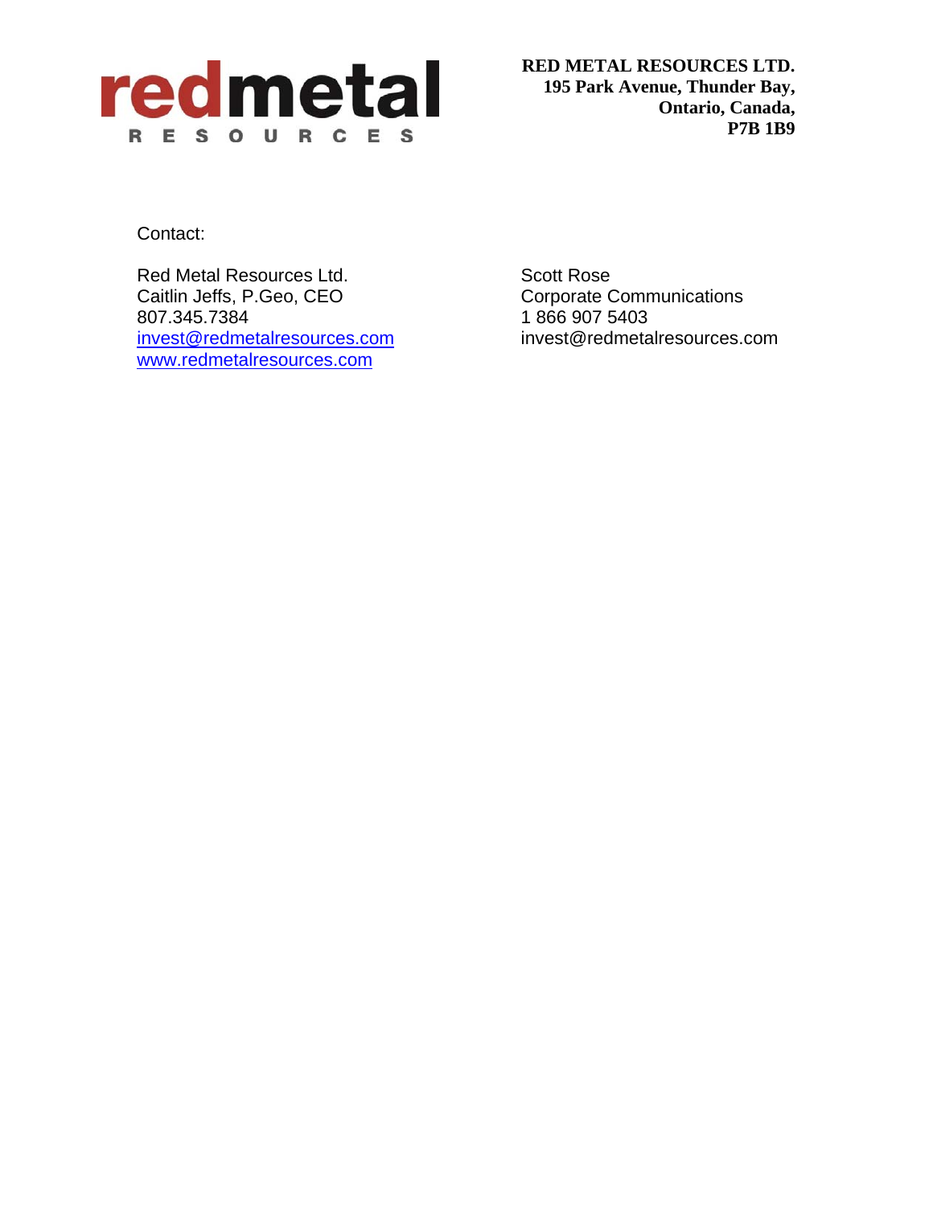**RED METAL RESOURCES LTD.**
**195 Park Avenue, Thunder Bay,**
**Ontario, Canada,**
**P7B 1B9**

Contact:

Red Metal Resources Ltd.
Caitlin Jeffs, P.Geo, CEO
807.345.7384
invest@redmetalresources.com
www.redmetalresources.com

Scott Rose
Corporate Communications
1 866 907 5403
invest@redmetalresources.com